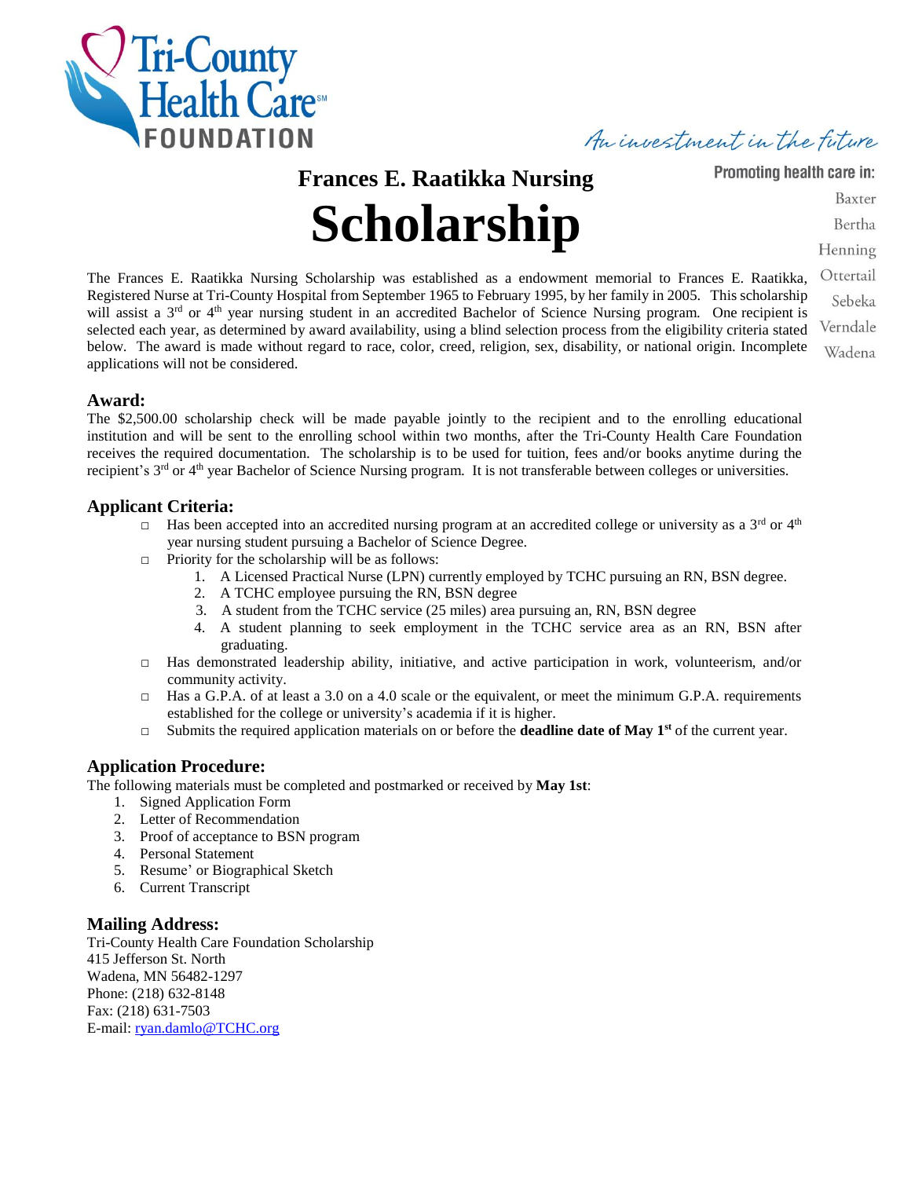Tri-County Health Care FOUNDATION

*An investment in the future*

Promoting health care in:

Baxter
Bertha
Henning
Ottertail
Sebeka
Verndale
Wadena

# Frances E. Raatikka Nursing Scholarship

The Frances E. Raatikka Nursing Scholarship was established as a endowment memorial to Frances E. Raatikka, Registered Nurse at Tri-County Hospital from September 1965 to February 1995, by her family in 2005. This scholarship will assist a 3rd or 4th year nursing student in an accredited Bachelor of Science Nursing program. One recipient is selected each year, as determined by award availability, using a blind selection process from the eligibility criteria stated below. The award is made without regard to race, color, creed, religion, sex, disability, or national origin. Incomplete applications will not be considered.

## Award:

The $2,500.00 scholarship check will be made payable jointly to the recipient and to the enrolling educational institution and will be sent to the enrolling school within two months, after the Tri-County Health Care Foundation receives the required documentation. The scholarship is to be used for tuition, fees and/or books anytime during the recipient's 3rd or 4th year Bachelor of Science Nursing program. It is not transferable between colleges or universities.

## Applicant Criteria:

- Has been accepted into an accredited nursing program at an accredited college or university as a 3rd or 4th year nursing student pursuing a Bachelor of Science Degree.
- Priority for the scholarship will be as follows:
  1. A Licensed Practical Nurse (LPN) currently employed by TCHC pursuing an RN, BSN degree.
  2. A TCHC employee pursuing the RN, BSN degree
  3. A student from the TCHC service (25 miles) area pursuing an, RN, BSN degree
  4. A student planning to seek employment in the TCHC service area as an RN, BSN after graduating.
- Has demonstrated leadership ability, initiative, and active participation in work, volunteerism, and/or community activity.
- Has a G.P.A. of at least a 3.0 on a 4.0 scale or the equivalent, or meet the minimum G.P.A. requirements established for the college or university's academia if it is higher.
- Submits the required application materials on or before the **deadline date of May 1st** of the current year.

## Application Procedure:

The following materials must be completed and postmarked or received by **May 1st**:

1. Signed Application Form
2. Letter of Recommendation
3. Proof of acceptance to BSN program
4. Personal Statement
5. Resume' or Biographical Sketch
6. Current Transcript

## Mailing Address:

Tri-County Health Care Foundation Scholarship
415 Jefferson St. North
Wadena, MN 56482-1297
Phone: (218) 632-8148
Fax: (218) 631-7503
E-mail: ryan.damlo@TCHC.org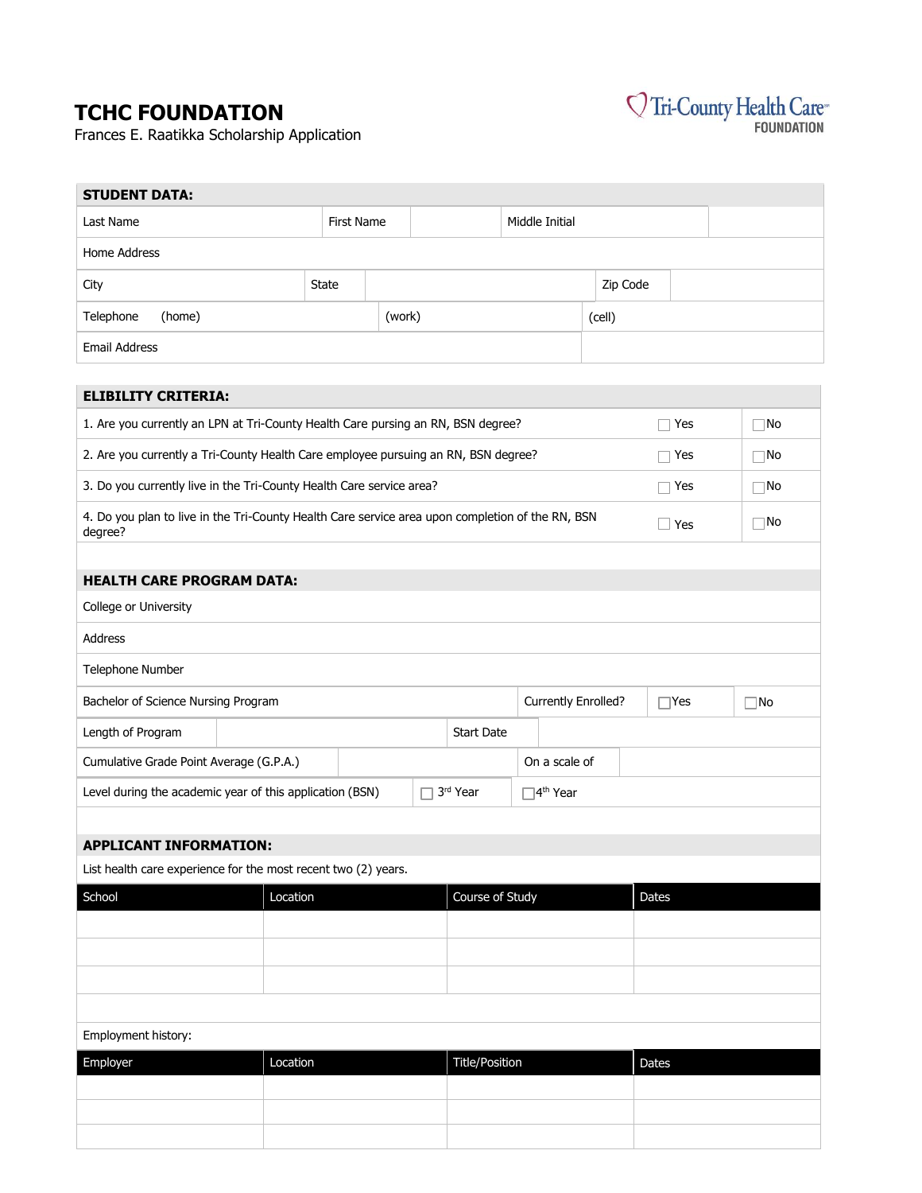# TCHC FOUNDATION

Frances E. Raatikka Scholarship Application

Tri-County Health Care FOUNDATION

## STUDENT DATA:

| Last Name | First Name | | Middle Initial | |
|---|---|---|---|---|
| Home Address | | | | |
| City | State | | Zip Code | |
| Telephone (home) | (work) | | (cell) | |
| Email Address | | | | |

## ELIBILITY CRITERIA:

| | | |
|---|---|---|
| 1. Are you currently an LPN at Tri-County Health Care pursing an RN, BSN degree? | ☐ Yes | ☐ No |
| 2. Are you currently a Tri-County Health Care employee pursuing an RN, BSN degree? | ☐ Yes | ☐ No |
| 3. Do you currently live in the Tri-County Health Care service area? | ☐ Yes | ☐ No |
| 4. Do you plan to live in the Tri-County Health Care service area upon completion of the RN, BSN degree? | ☐ Yes | ☐ No |

## HEALTH CARE PROGRAM DATA:

| | | | |
|---|---|---|---|
| College or University | | | |
| Address | | | |
| Telephone Number | | | |
| Bachelor of Science Nursing Program | Currently Enrolled? | ☐ Yes | ☐ No |
| Length of Program | | Start Date | |
| Cumulative Grade Point Average (G.P.A.) | | On a scale of | |
| Level during the academic year of this application (BSN) | ☐ 3rd Year | ☐ 4th Year | |

## APPLICANT INFORMATION:

List health care experience for the most recent two (2) years.

| School | Location | Course of Study | Dates |
|---|---|---|---|
| | | | |
| | | | |
| | | | |

Employment history:

| Employer | Location | Title/Position | Dates |
|---|---|---|---|
| | | | |
| | | | |
| | | | |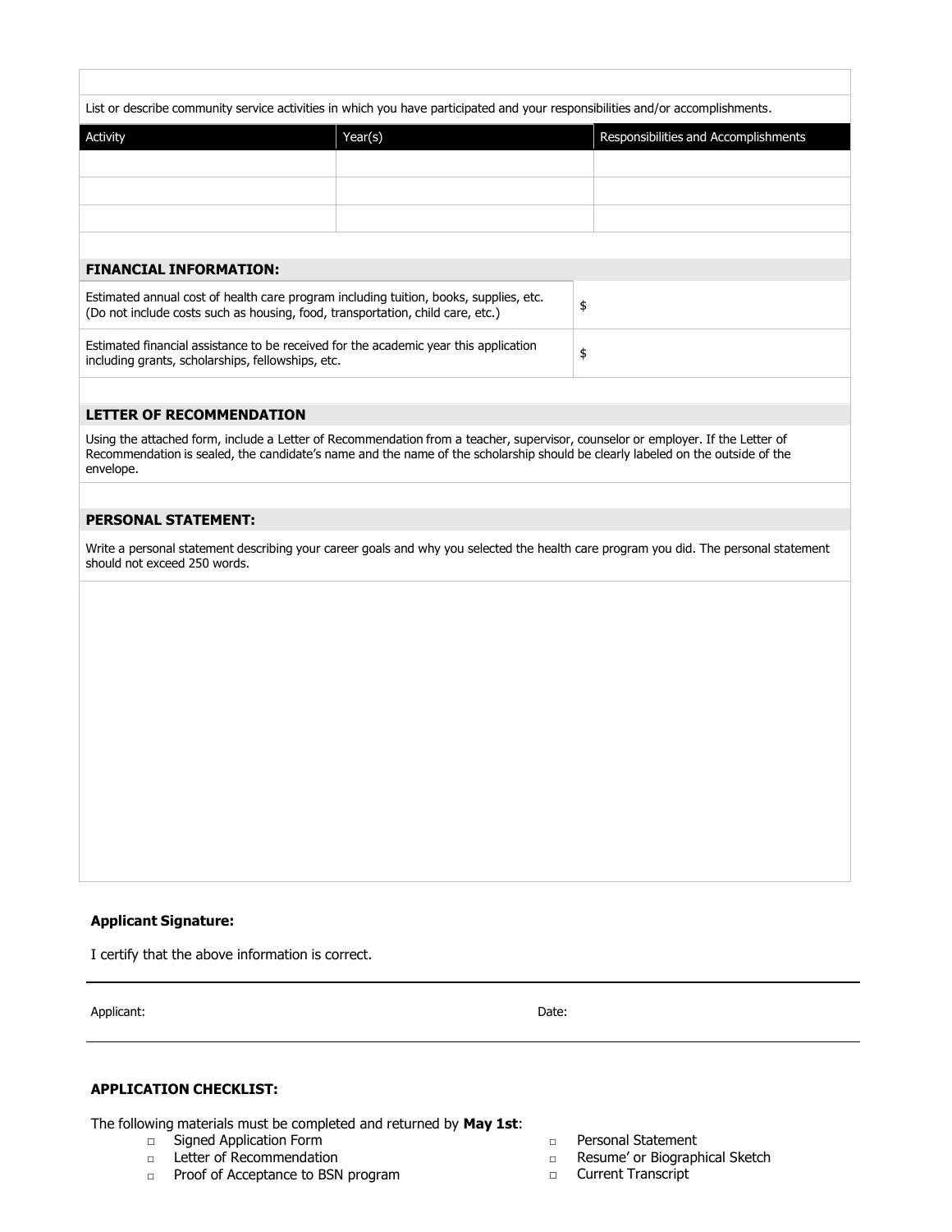List or describe community service activities in which you have participated and your responsibilities and/or accomplishments.

| Activity | Year(s) | Responsibilities and Accomplishments |
| --- | --- | --- |
| | | |
| | | |
| | | |

## FINANCIAL INFORMATION:

| | |
| --- | --- |
| Estimated annual cost of health care program including tuition, books, supplies, etc. (Do not include costs such as housing, food, transportation, child care, etc.) | $ |
| Estimated financial assistance to be received for the academic year this application including grants, scholarships, fellowships, etc. | $ |

## LETTER OF RECOMMENDATION

Using the attached form, include a Letter of Recommendation from a teacher, supervisor, counselor or employer. If the Letter of Recommendation is sealed, the candidate's name and the name of the scholarship should be clearly labeled on the outside of the envelope.

## PERSONAL STATEMENT:

Write a personal statement describing your career goals and why you selected the health care program you did. The personal statement should not exceed 250 words.

**Applicant Signature:**

I certify that the above information is correct.

Applicant: Date:

**APPLICATION CHECKLIST:**

The following materials must be completed and returned by **May 1st**:

- □ Signed Application Form
- □ Letter of Recommendation
- □ Proof of Acceptance to BSN program
- □ Personal Statement
- □ Resume' or Biographical Sketch
- □ Current Transcript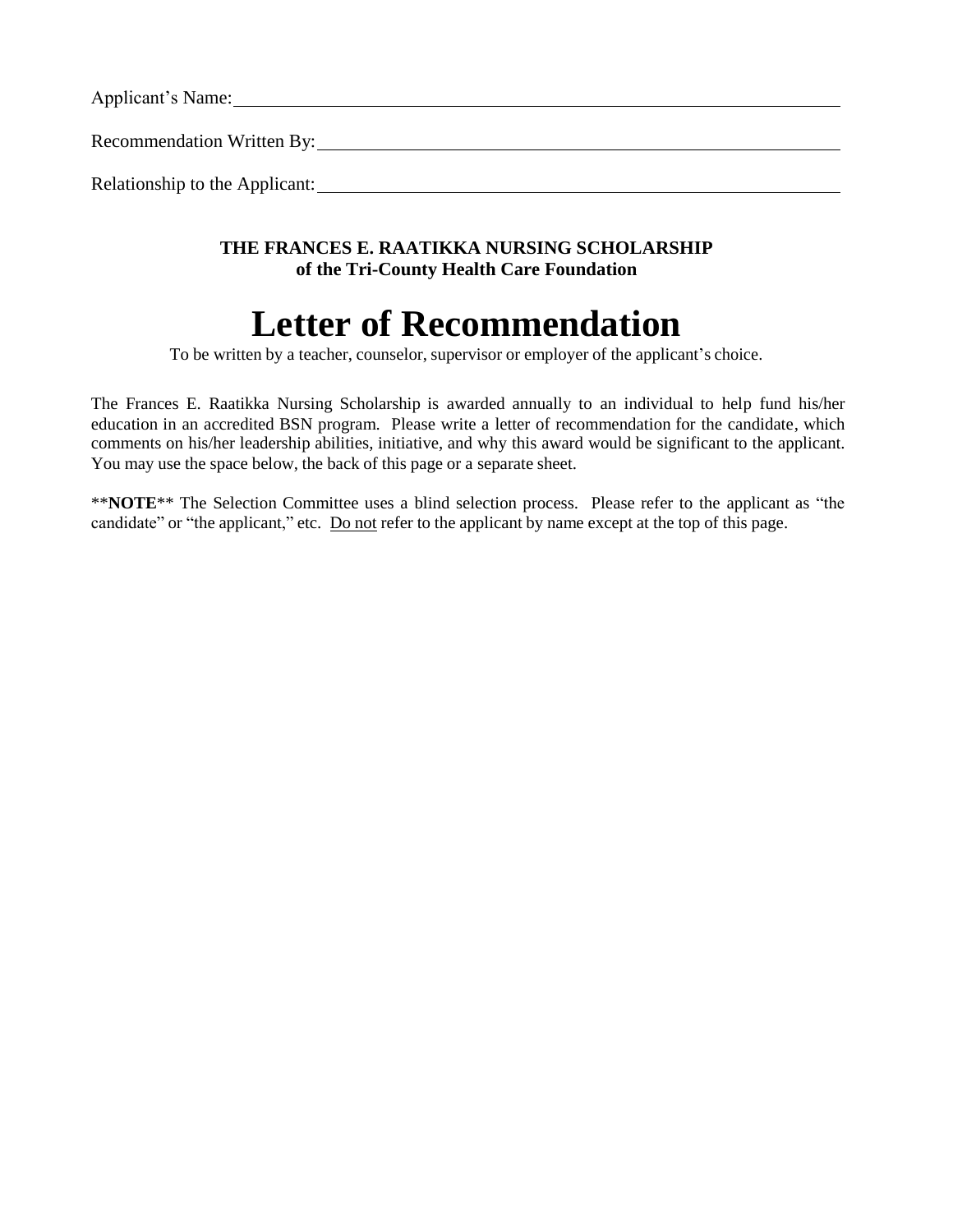Applicant's Name: ______________________________________________

Recommendation Written By: ______________________________________

Relationship to the Applicant: ____________________________________

**THE FRANCES E. RAATIKKA NURSING SCHOLARSHIP**
**of the Tri-County Health Care Foundation**

# Letter of Recommendation

To be written by a teacher, counselor, supervisor or employer of the applicant's choice.

The Frances E. Raatikka Nursing Scholarship is awarded annually to an individual to help fund his/her education in an accredited BSN program. Please write a letter of recommendation for the candidate, which comments on his/her leadership abilities, initiative, and why this award would be significant to the applicant. You may use the space below, the back of this page or a separate sheet.

\*\***NOTE**\*\* The Selection Committee uses a blind selection process. Please refer to the applicant as "the candidate" or "the applicant," etc. <u>Do not</u> refer to the applicant by name except at the top of this page.